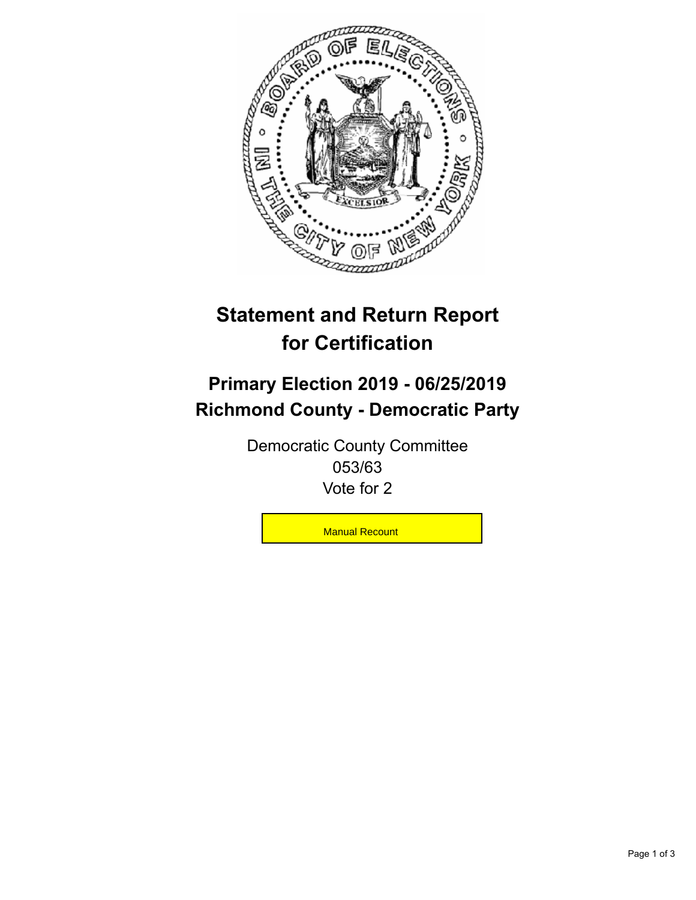# Statement and Return Report for Certification

## Primary Election 2019 - 06/25/2019
## Richmond County - Democratic Party

Democratic County Committee
053/63
Vote for 2

Manual Recount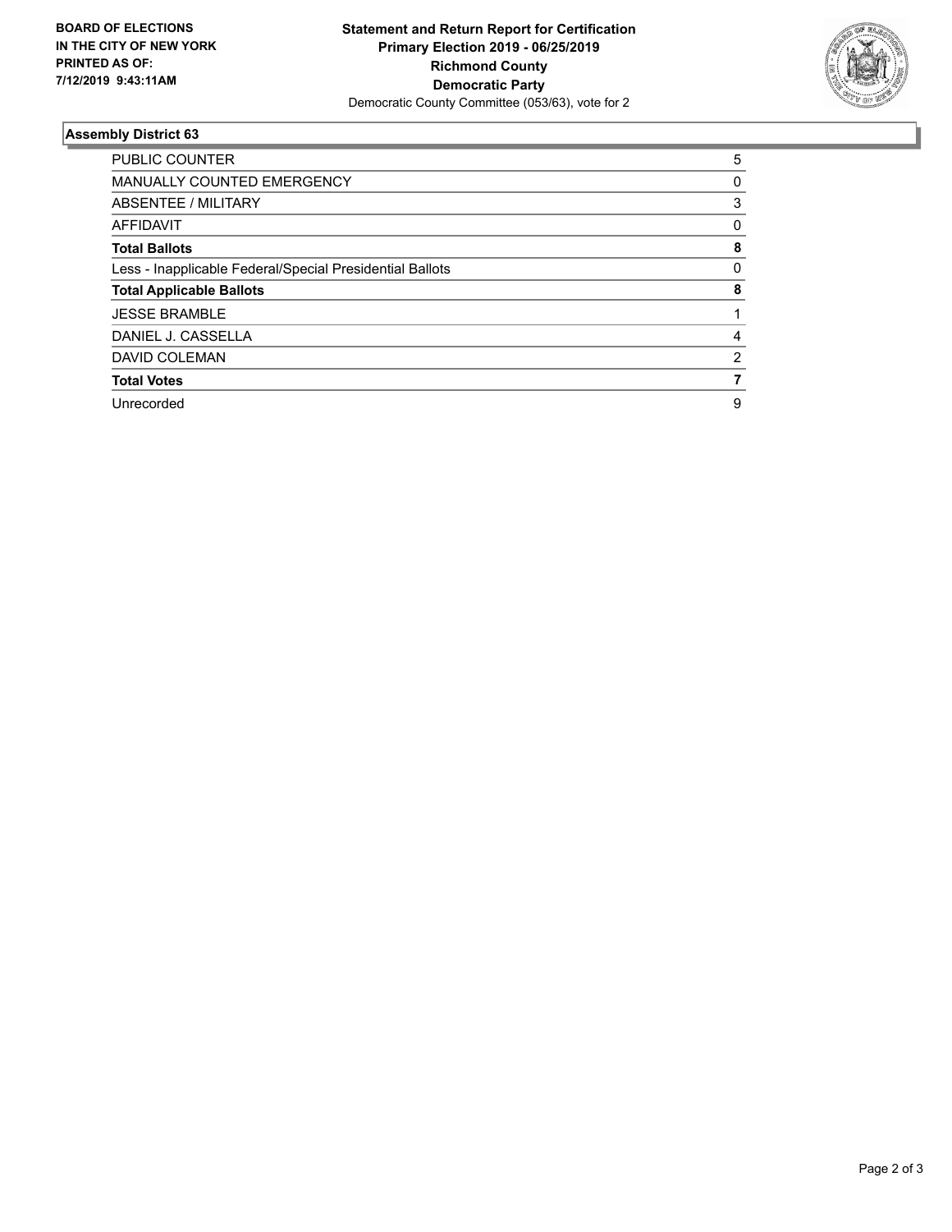**BOARD OF ELECTIONS IN THE CITY OF NEW YORK PRINTED AS OF: 7/12/2019 9:43:11AM**

**Statement and Return Report for Certification**
**Primary Election 2019 - 06/25/2019**
**Richmond County**
**Democratic Party**
Democratic County Committee (053/63), vote for 2

### Assembly District 63

| | |
|---|---|
| PUBLIC COUNTER | 5 |
| MANUALLY COUNTED EMERGENCY | 0 |
| ABSENTEE / MILITARY | 3 |
| AFFIDAVIT | 0 |
| **Total Ballots** | **8** |
| Less - Inapplicable Federal/Special Presidential Ballots | 0 |
| **Total Applicable Ballots** | **8** |
| JESSE BRAMBLE | 1 |
| DANIEL J. CASSELLA | 4 |
| DAVID COLEMAN | 2 |
| **Total Votes** | **7** |
| Unrecorded | 9 |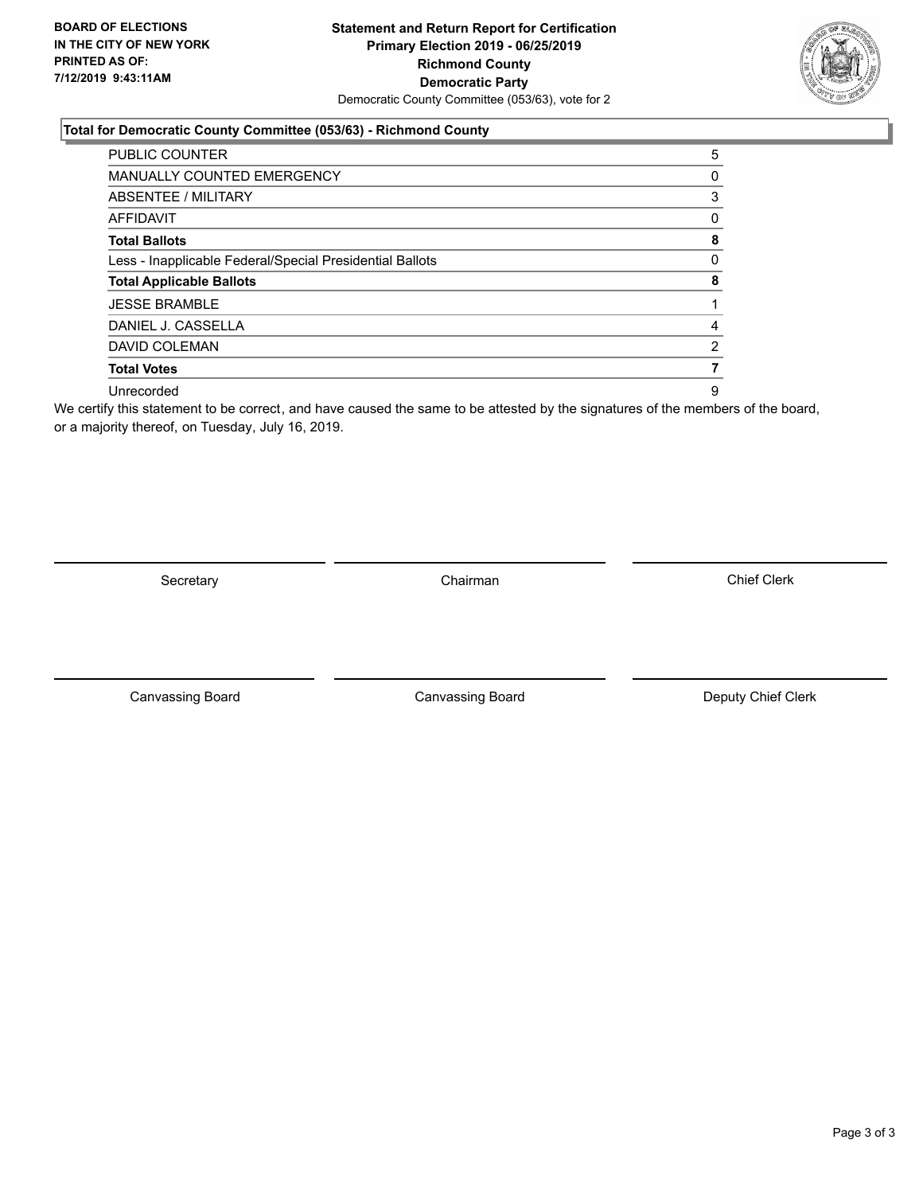**BOARD OF ELECTIONS IN THE CITY OF NEW YORK PRINTED AS OF: 7/12/2019 9:43:11AM**

**Statement and Return Report for Certification Primary Election 2019 - 06/25/2019 Richmond County Democratic Party**

Democratic County Committee (053/63), vote for 2

**Total for Democratic County Committee (053/63) - Richmond County**

| | |
|---|---|
| PUBLIC COUNTER | 5 |
| MANUALLY COUNTED EMERGENCY | 0 |
| ABSENTEE / MILITARY | 3 |
| AFFIDAVIT | 0 |
| **Total Ballots** | **8** |
| Less - Inapplicable Federal/Special Presidential Ballots | 0 |
| **Total Applicable Ballots** | **8** |
| JESSE BRAMBLE | 1 |
| DANIEL J. CASSELLA | 4 |
| DAVID COLEMAN | 2 |
| **Total Votes** | **7** |
| Unrecorded | 9 |

We certify this statement to be correct, and have caused the same to be attested by the signatures of the members of the board, or a majority thereof, on Tuesday, July 16, 2019.

Secretary

Chairman

Chief Clerk

Canvassing Board

Canvassing Board

Deputy Chief Clerk